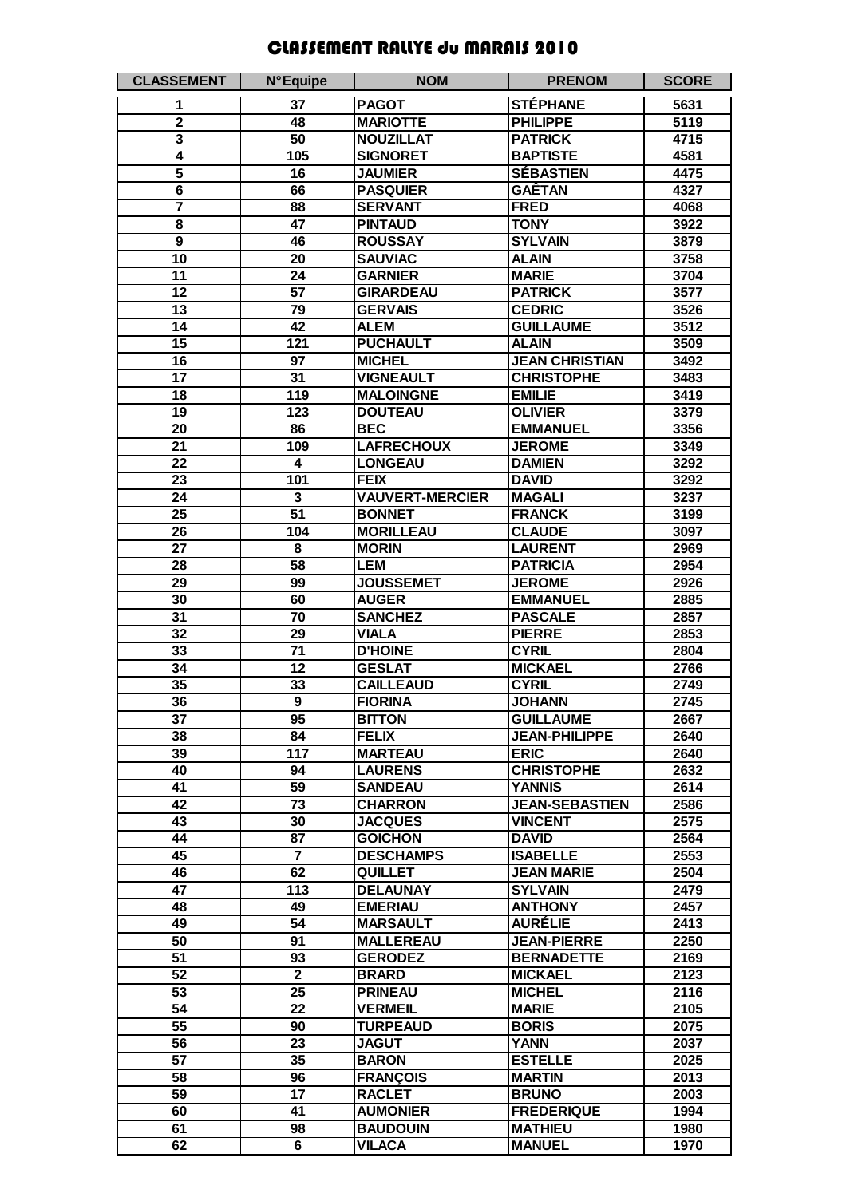# CLASSEMENT RALLYE du MARAIS 2010

| CLASSEMENT | N°Equipe | NOM | PRENOM | SCORE |
|---|---|---|---|---|
| 1 | 37 | PAGOT | STÉPHANE | 5631 |
| 2 | 48 | MARIOTTE | PHILIPPE | 5119 |
| 3 | 50 | NOUZILLAT | PATRICK | 4715 |
| 4 | 105 | SIGNORET | BAPTISTE | 4581 |
| 5 | 16 | JAUMIER | SÉBASTIEN | 4475 |
| 6 | 66 | PASQUIER | GAÊTAN | 4327 |
| 7 | 88 | SERVANT | FRED | 4068 |
| 8 | 47 | PINTAUD | TONY | 3922 |
| 9 | 46 | ROUSSAY | SYLVAIN | 3879 |
| 10 | 20 | SAUVIAC | ALAIN | 3758 |
| 11 | 24 | GARNIER | MARIE | 3704 |
| 12 | 57 | GIRARDEAU | PATRICK | 3577 |
| 13 | 79 | GERVAIS | CEDRIC | 3526 |
| 14 | 42 | ALEM | GUILLAUME | 3512 |
| 15 | 121 | PUCHAULT | ALAIN | 3509 |
| 16 | 97 | MICHEL | JEAN CHRISTIAN | 3492 |
| 17 | 31 | VIGNEAULT | CHRISTOPHE | 3483 |
| 18 | 119 | MALOINGNE | EMILIE | 3419 |
| 19 | 123 | DOUTEAU | OLIVIER | 3379 |
| 20 | 86 | BEC | EMMANUEL | 3356 |
| 21 | 109 | LAFRECHOUX | JEROME | 3349 |
| 22 | 4 | LONGEAU | DAMIEN | 3292 |
| 23 | 101 | FEIX | DAVID | 3292 |
| 24 | 3 | VAUVERT-MERCIER | MAGALI | 3237 |
| 25 | 51 | BONNET | FRANCK | 3199 |
| 26 | 104 | MORILLEAU | CLAUDE | 3097 |
| 27 | 8 | MORIN | LAURENT | 2969 |
| 28 | 58 | LEM | PATRICIA | 2954 |
| 29 | 99 | JOUSSEMET | JEROME | 2926 |
| 30 | 60 | AUGER | EMMANUEL | 2885 |
| 31 | 70 | SANCHEZ | PASCALE | 2857 |
| 32 | 29 | VIALA | PIERRE | 2853 |
| 33 | 71 | D'HOINE | CYRIL | 2804 |
| 34 | 12 | GESLAT | MICKAEL | 2766 |
| 35 | 33 | CAILLEAUD | CYRIL | 2749 |
| 36 | 9 | FIORINA | JOHANN | 2745 |
| 37 | 95 | BITTON | GUILLAUME | 2667 |
| 38 | 84 | FELIX | JEAN-PHILIPPE | 2640 |
| 39 | 117 | MARTEAU | ERIC | 2640 |
| 40 | 94 | LAURENS | CHRISTOPHE | 2632 |
| 41 | 59 | SANDEAU | YANNIS | 2614 |
| 42 | 73 | CHARRON | JEAN-SEBASTIEN | 2586 |
| 43 | 30 | JACQUES | VINCENT | 2575 |
| 44 | 87 | GOICHON | DAVID | 2564 |
| 45 | 7 | DESCHAMPS | ISABELLE | 2553 |
| 46 | 62 | QUILLET | JEAN MARIE | 2504 |
| 47 | 113 | DELAUNAY | SYLVAIN | 2479 |
| 48 | 49 | EMERIAU | ANTHONY | 2457 |
| 49 | 54 | MARSAULT | AURÉLIE | 2413 |
| 50 | 91 | MALLEREAU | JEAN-PIERRE | 2250 |
| 51 | 93 | GERODEZ | BERNADETTE | 2169 |
| 52 | 2 | BRARD | MICKAEL | 2123 |
| 53 | 25 | PRINEAU | MICHEL | 2116 |
| 54 | 22 | VERMEIL | MARIE | 2105 |
| 55 | 90 | TURPEAUD | BORIS | 2075 |
| 56 | 23 | JAGUT | YANN | 2037 |
| 57 | 35 | BARON | ESTELLE | 2025 |
| 58 | 96 | FRANÇOIS | MARTIN | 2013 |
| 59 | 17 | RACLET | BRUNO | 2003 |
| 60 | 41 | AUMONIER | FREDERIQUE | 1994 |
| 61 | 98 | BAUDOUIN | MATHIEU | 1980 |
| 62 | 6 | VILACA | MANUEL | 1970 |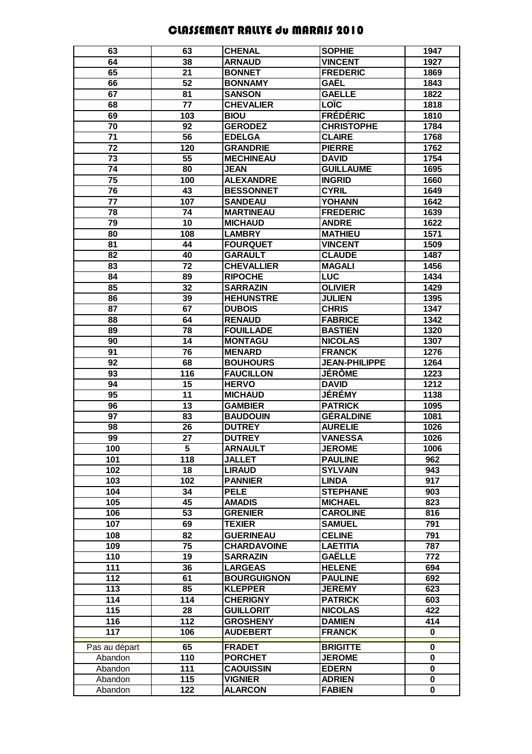# CLASSEMENT RALLYE du MARAIS 2010

| | | | | |
|---|---|---|---|---|
| 63 | 63 | CHENAL | SOPHIE | 1947 |
| 64 | 38 | ARNAUD | VINCENT | 1927 |
| 65 | 21 | BONNET | FREDERIC | 1869 |
| 66 | 52 | BONNAMY | GAËL | 1843 |
| 67 | 81 | SANSON | GAELLE | 1822 |
| 68 | 77 | CHEVALIER | LOÏC | 1818 |
| 69 | 103 | BIOU | FRÉDÉRIC | 1810 |
| 70 | 92 | GERODEZ | CHRISTOPHE | 1784 |
| 71 | 56 | EDELGA | CLAIRE | 1768 |
| 72 | 120 | GRANDRIE | PIERRE | 1762 |
| 73 | 55 | MECHINEAU | DAVID | 1754 |
| 74 | 80 | JEAN | GUILLAUME | 1695 |
| 75 | 100 | ALEXANDRE | INGRID | 1660 |
| 76 | 43 | BESSONNET | CYRIL | 1649 |
| 77 | 107 | SANDEAU | YOHANN | 1642 |
| 78 | 74 | MARTINEAU | FREDERIC | 1639 |
| 79 | 10 | MICHAUD | ANDRE | 1622 |
| 80 | 108 | LAMBRY | MATHIEU | 1571 |
| 81 | 44 | FOURQUET | VINCENT | 1509 |
| 82 | 40 | GARAULT | CLAUDE | 1487 |
| 83 | 72 | CHEVALLIER | MAGALI | 1456 |
| 84 | 89 | RIPOCHE | LUC | 1434 |
| 85 | 32 | SARRAZIN | OLIVIER | 1429 |
| 86 | 39 | HEHUNSTRE | JULIEN | 1395 |
| 87 | 67 | DUBOIS | CHRIS | 1347 |
| 88 | 64 | RENAUD | FABRICE | 1342 |
| 89 | 78 | FOUILLADE | BASTIEN | 1320 |
| 90 | 14 | MONTAGU | NICOLAS | 1307 |
| 91 | 76 | MENARD | FRANCK | 1276 |
| 92 | 68 | BOUHOURS | JEAN-PHILIPPE | 1264 |
| 93 | 116 | FAUCILLON | JÉRÔME | 1223 |
| 94 | 15 | HERVO | DAVID | 1212 |
| 95 | 11 | MICHAUD | JÉRÉMY | 1138 |
| 96 | 13 | GAMBIER | PATRICK | 1095 |
| 97 | 83 | BAUDOUIN | GÉRALDINE | 1081 |
| 98 | 26 | DUTREY | AURELIE | 1026 |
| 99 | 27 | DUTREY | VANESSA | 1026 |
| 100 | 5 | ARNAULT | JEROME | 1006 |
| 101 | 118 | JALLET | PAULINE | 962 |
| 102 | 18 | LIRAUD | SYLVAIN | 943 |
| 103 | 102 | PANNIER | LINDA | 917 |
| 104 | 34 | PELE | STEPHANE | 903 |
| 105 | 45 | AMADIS | MICHAEL | 823 |
| 106 | 53 | GRENIER | CAROLINE | 816 |
| 107 | 69 | TEXIER | SAMUEL | 791 |
| 108 | 82 | GUERINEAU | CELINE | 791 |
| 109 | 75 | CHARDAVOINE | LAETITIA | 787 |
| 110 | 19 | SARRAZIN | GAËLLE | 772 |
| 111 | 36 | LARGEAS | HELENE | 694 |
| 112 | 61 | BOURGUIGNON | PAULINE | 692 |
| 113 | 85 | KLEPPER | JEREMY | 623 |
| 114 | 114 | CHERIGNY | PATRICK | 603 |
| 115 | 28 | GUILLORIT | NICOLAS | 422 |
| 116 | 112 | GROSHENY | DAMIEN | 414 |
| 117 | 106 | AUDEBERT | FRANCK | 0 |
| Pas au départ | 65 | FRADET | BRIGITTE | 0 |
| Abandon | 110 | PORCHET | JEROME | 0 |
| Abandon | 111 | CAOUISSIN | EDERN | 0 |
| Abandon | 115 | VIGNIER | ADRIEN | 0 |
| Abandon | 122 | ALARCON | FABIEN | 0 |